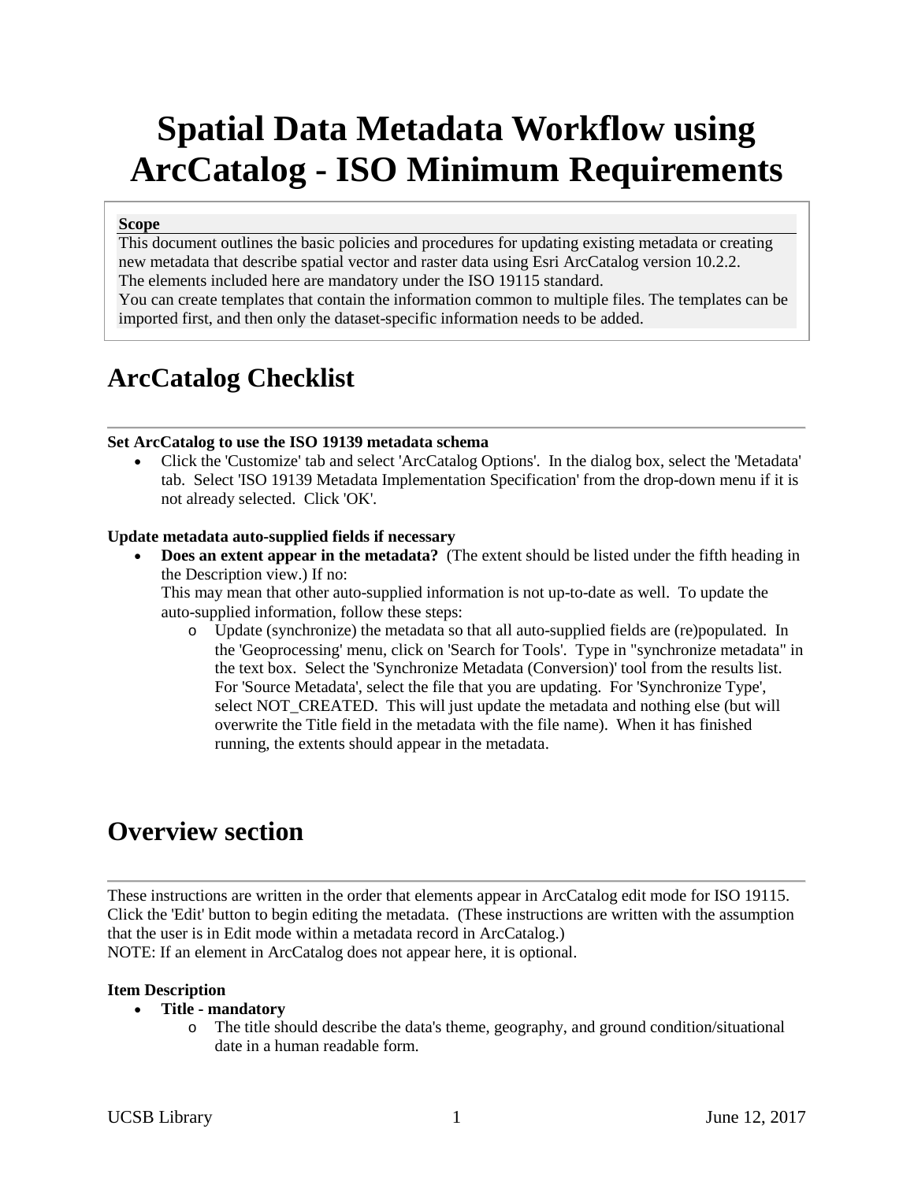# Spatial Data Metadata Workflow using ArcCatalog - ISO Minimum Requirements

**Scope**

This document outlines the basic policies and procedures for updating existing metadata or creating new metadata that describe spatial vector and raster data using Esri ArcCatalog version 10.2.2.
The elements included here are mandatory under the ISO 19115 standard.
You can create templates that contain the information common to multiple files. The templates can be imported first, and then only the dataset-specific information needs to be added.

## ArcCatalog Checklist

**Set ArcCatalog to use the ISO 19139 metadata schema**

- Click the 'Customize' tab and select 'ArcCatalog Options'. In the dialog box, select the 'Metadata' tab. Select 'ISO 19139 Metadata Implementation Specification' from the drop-down menu if it is not already selected. Click 'OK'.

**Update metadata auto-supplied fields if necessary**

- **Does an extent appear in the metadata?** (The extent should be listed under the fifth heading in the Description view.) If no:
  This may mean that other auto-supplied information is not up-to-date as well. To update the auto-supplied information, follow these steps:
  - Update (synchronize) the metadata so that all auto-supplied fields are (re)populated. In the 'Geoprocessing' menu, click on 'Search for Tools'. Type in "synchronize metadata" in the text box. Select the 'Synchronize Metadata (Conversion)' tool from the results list. For 'Source Metadata', select the file that you are updating. For 'Synchronize Type', select NOT_CREATED. This will just update the metadata and nothing else (but will overwrite the Title field in the metadata with the file name). When it has finished running, the extents should appear in the metadata.

## Overview section

These instructions are written in the order that elements appear in ArcCatalog edit mode for ISO 19115. Click the 'Edit' button to begin editing the metadata. (These instructions are written with the assumption that the user is in Edit mode within a metadata record in ArcCatalog.)
NOTE: If an element in ArcCatalog does not appear here, it is optional.

**Item Description**

- **Title - mandatory**
  - The title should describe the data's theme, geography, and ground condition/situational date in a human readable form.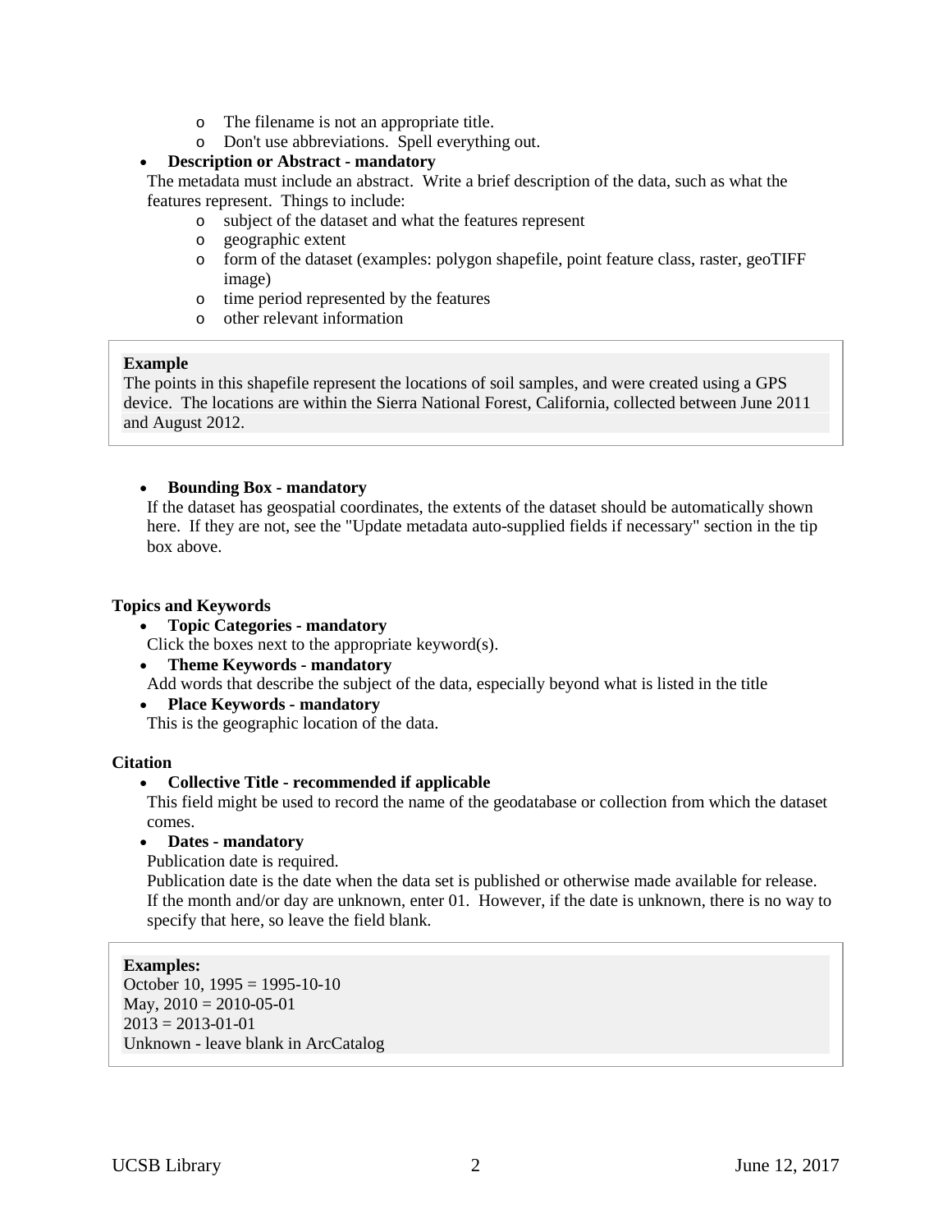- The filename is not an appropriate title.
  - Don't use abbreviations. Spell everything out.

- **Description or Abstract - mandatory**

  The metadata must include an abstract. Write a brief description of the data, such as what the features represent. Things to include:
  - subject of the dataset and what the features represent
  - geographic extent
  - form of the dataset (examples: polygon shapefile, point feature class, raster, geoTIFF image)
  - time period represented by the features
  - other relevant information

> **Example**
> The points in this shapefile represent the locations of soil samples, and were created using a GPS device. The locations are within the Sierra National Forest, California, collected between June 2011 and August 2012.

- **Bounding Box - mandatory**

  If the dataset has geospatial coordinates, the extents of the dataset should be automatically shown here. If they are not, see the "Update metadata auto-supplied fields if necessary" section in the tip box above.

**Topics and Keywords**

- **Topic Categories - mandatory**

  Click the boxes next to the appropriate keyword(s).
- **Theme Keywords - mandatory**

  Add words that describe the subject of the data, especially beyond what is listed in the title
- **Place Keywords - mandatory**

  This is the geographic location of the data.

**Citation**

- **Collective Title - recommended if applicable**

  This field might be used to record the name of the geodatabase or collection from which the dataset comes.
- **Dates - mandatory**

  Publication date is required.

  Publication date is the date when the data set is published or otherwise made available for release. If the month and/or day are unknown, enter 01. However, if the date is unknown, there is no way to specify that here, so leave the field blank.

> **Examples:**
> October 10, 1995 = 1995-10-10
> May, 2010 = 2010-05-01
> 2013 = 2013-01-01
> Unknown - leave blank in ArcCatalog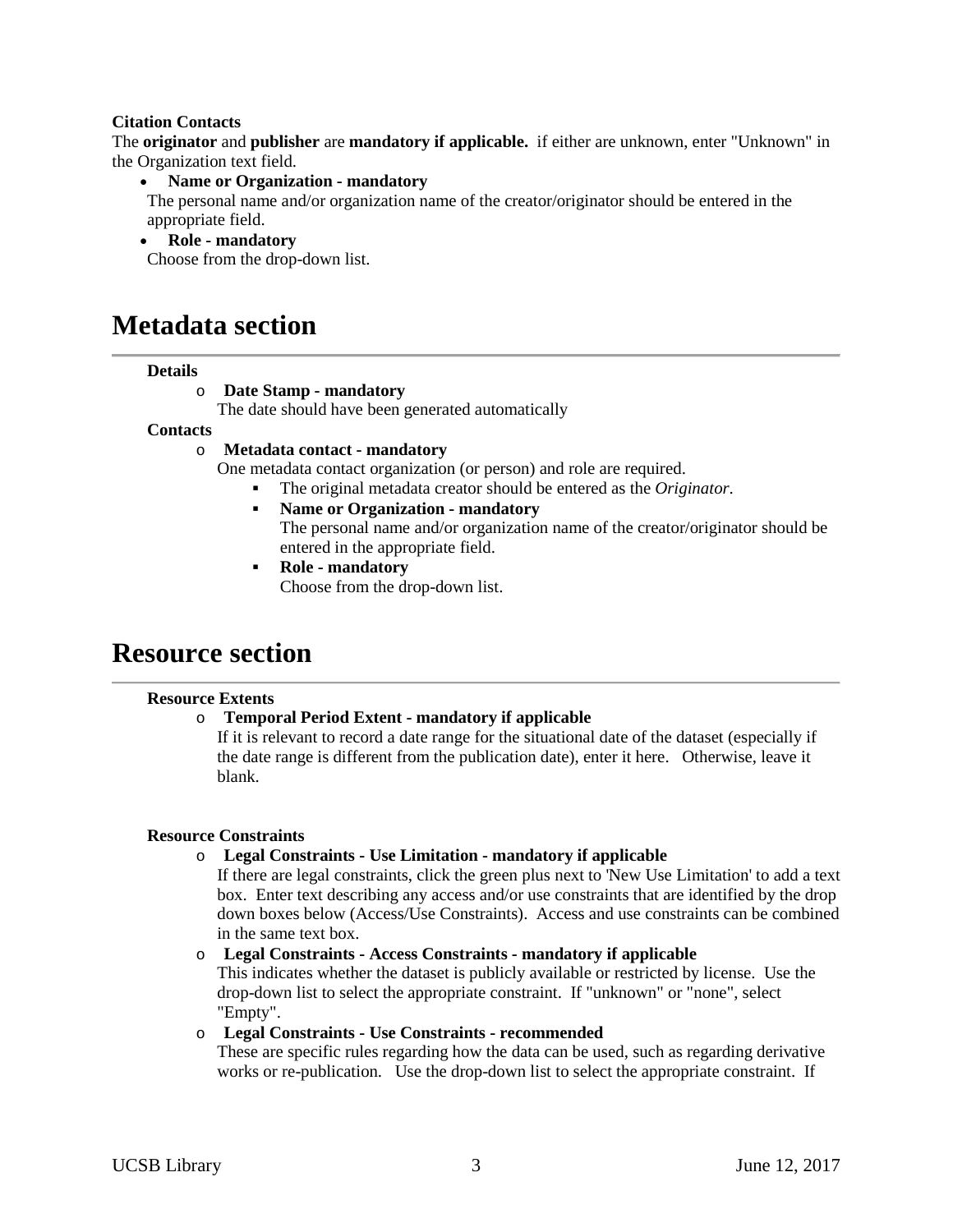**Citation Contacts**
The **originator** and **publisher** are **mandatory if applicable.** if either are unknown, enter "Unknown" in the Organization text field.

- **Name or Organization - mandatory**
  The personal name and/or organization name of the creator/originator should be entered in the appropriate field.
- **Role - mandatory**
  Choose from the drop-down list.

# Metadata section

**Details**

- **Date Stamp - mandatory**
  The date should have been generated automatically

**Contacts**

- **Metadata contact - mandatory**
  One metadata contact organization (or person) and role are required.
  - The original metadata creator should be entered as the *Originator*.
  - **Name or Organization - mandatory**
    The personal name and/or organization name of the creator/originator should be entered in the appropriate field.
  - **Role - mandatory**
    Choose from the drop-down list.

# Resource section

**Resource Extents**

- **Temporal Period Extent - mandatory if applicable**
  If it is relevant to record a date range for the situational date of the dataset (especially if the date range is different from the publication date), enter it here. Otherwise, leave it blank.

**Resource Constraints**

- **Legal Constraints - Use Limitation - mandatory if applicable**
  If there are legal constraints, click the green plus next to 'New Use Limitation' to add a text box. Enter text describing any access and/or use constraints that are identified by the drop down boxes below (Access/Use Constraints). Access and use constraints can be combined in the same text box.
- **Legal Constraints - Access Constraints - mandatory if applicable**
  This indicates whether the dataset is publicly available or restricted by license. Use the drop-down list to select the appropriate constraint. If "unknown" or "none", select "Empty".
- **Legal Constraints - Use Constraints - recommended**
  These are specific rules regarding how the data can be used, such as regarding derivative works or re-publication. Use the drop-down list to select the appropriate constraint. If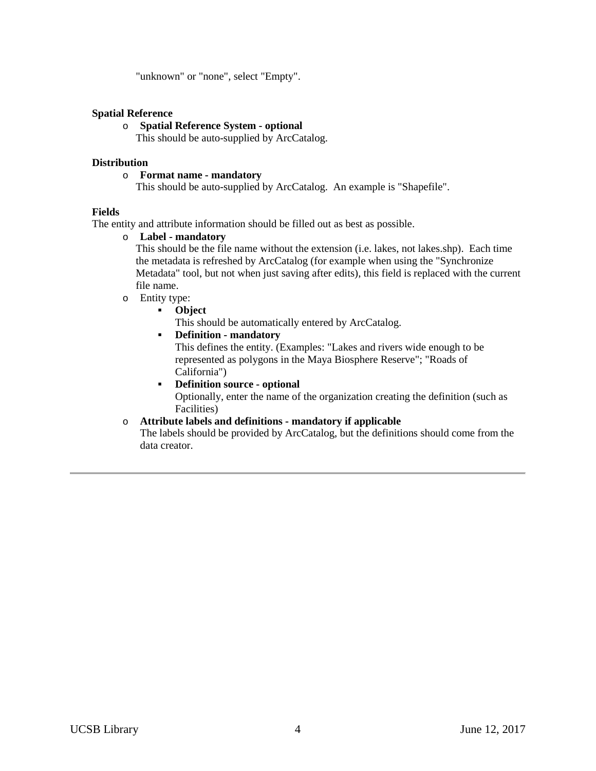"unknown" or "none", select "Empty".

**Spatial Reference**

- **Spatial Reference System - optional**
  This should be auto-supplied by ArcCatalog.

**Distribution**

- **Format name - mandatory**
  This should be auto-supplied by ArcCatalog. An example is "Shapefile".

**Fields**

The entity and attribute information should be filled out as best as possible.

- **Label - mandatory**
  This should be the file name without the extension (i.e. lakes, not lakes.shp). Each time the metadata is refreshed by ArcCatalog (for example when using the "Synchronize Metadata" tool, but not when just saving after edits), this field is replaced with the current file name.
- Entity type:
  - **Object**
    This should be automatically entered by ArcCatalog.
  - **Definition - mandatory**
    This defines the entity. (Examples: "Lakes and rivers wide enough to be represented as polygons in the Maya Biosphere Reserve"; "Roads of California")
  - **Definition source - optional**
    Optionally, enter the name of the organization creating the definition (such as Facilities)
- **Attribute labels and definitions - mandatory if applicable**
  The labels should be provided by ArcCatalog, but the definitions should come from the data creator.

---